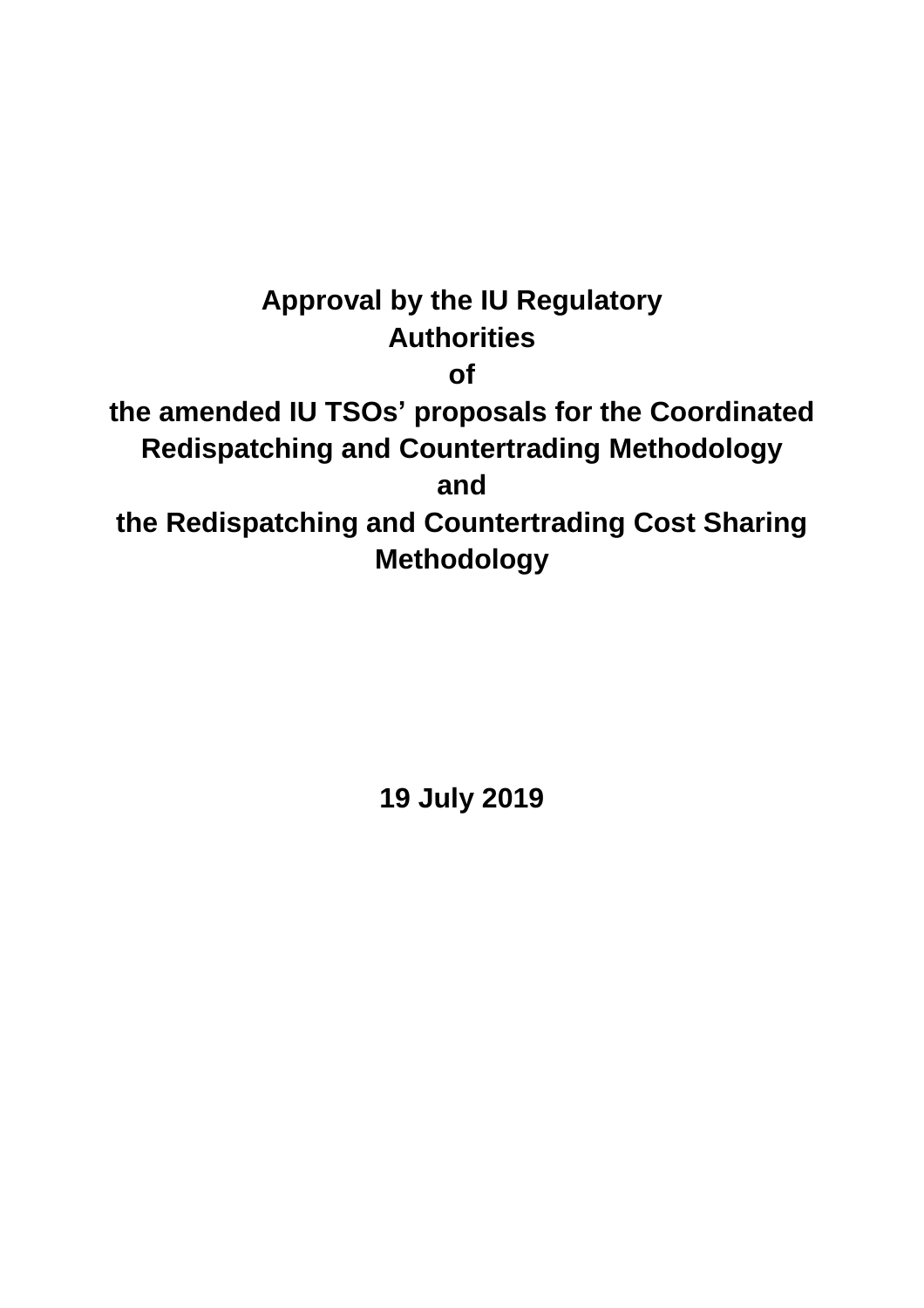# Approval by the IU Regulatory Authorities of the amended IU TSOs' proposals for the Coordinated Redispatching and Countertrading Methodology and the Redispatching and Countertrading Cost Sharing Methodology

**19 July 2019**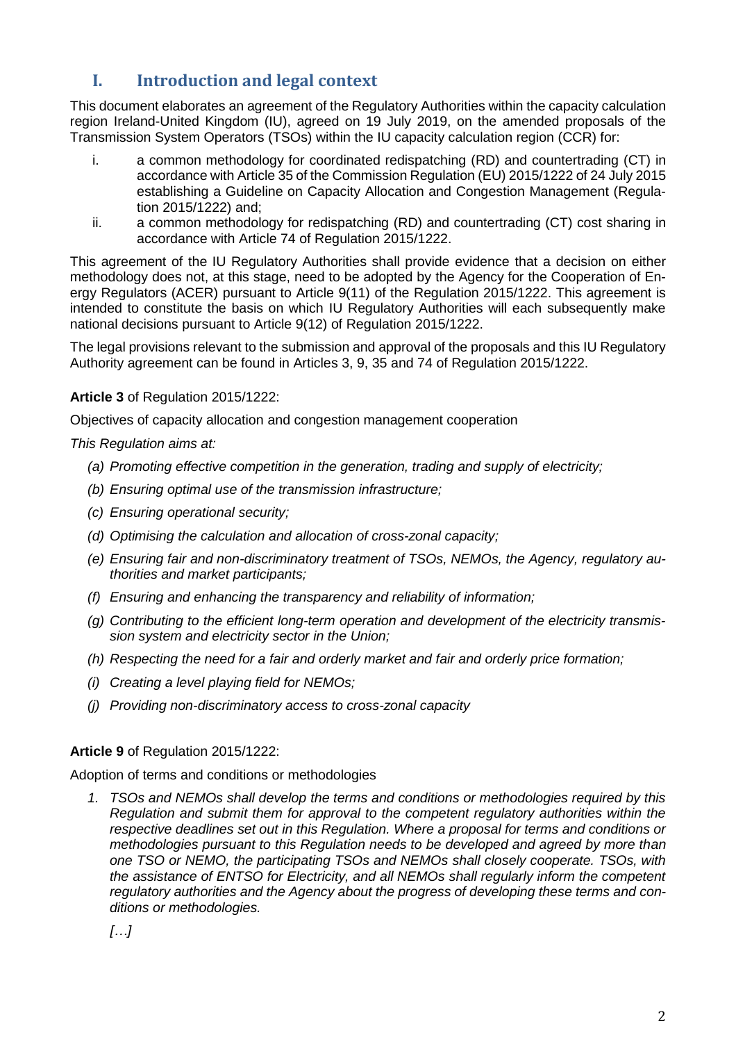# I. Introduction and legal context

This document elaborates an agreement of the Regulatory Authorities within the capacity calculation region Ireland-United Kingdom (IU), agreed on 19 July 2019, on the amended proposals of the Transmission System Operators (TSOs) within the IU capacity calculation region (CCR) for:

i. a common methodology for coordinated redispatching (RD) and countertrading (CT) in accordance with Article 35 of the Commission Regulation (EU) 2015/1222 of 24 July 2015 establishing a Guideline on Capacity Allocation and Congestion Management (Regulation 2015/1222) and;

ii. a common methodology for redispatching (RD) and countertrading (CT) cost sharing in accordance with Article 74 of Regulation 2015/1222.

This agreement of the IU Regulatory Authorities shall provide evidence that a decision on either methodology does not, at this stage, need to be adopted by the Agency for the Cooperation of Energy Regulators (ACER) pursuant to Article 9(11) of the Regulation 2015/1222. This agreement is intended to constitute the basis on which IU Regulatory Authorities will each subsequently make national decisions pursuant to Article 9(12) of Regulation 2015/1222.

The legal provisions relevant to the submission and approval of the proposals and this IU Regulatory Authority agreement can be found in Articles 3, 9, 35 and 74 of Regulation 2015/1222.

**Article 3** of Regulation 2015/1222:

Objectives of capacity allocation and congestion management cooperation

*This Regulation aims at:*

*(a) Promoting effective competition in the generation, trading and supply of electricity;*

*(b) Ensuring optimal use of the transmission infrastructure;*

*(c) Ensuring operational security;*

*(d) Optimising the calculation and allocation of cross-zonal capacity;*

*(e) Ensuring fair and non-discriminatory treatment of TSOs, NEMOs, the Agency, regulatory authorities and market participants;*

*(f) Ensuring and enhancing the transparency and reliability of information;*

*(g) Contributing to the efficient long-term operation and development of the electricity transmission system and electricity sector in the Union;*

*(h) Respecting the need for a fair and orderly market and fair and orderly price formation;*

*(i) Creating a level playing field for NEMOs;*

*(j) Providing non-discriminatory access to cross-zonal capacity*

**Article 9** of Regulation 2015/1222:

Adoption of terms and conditions or methodologies

*1. TSOs and NEMOs shall develop the terms and conditions or methodologies required by this Regulation and submit them for approval to the competent regulatory authorities within the respective deadlines set out in this Regulation. Where a proposal for terms and conditions or methodologies pursuant to this Regulation needs to be developed and agreed by more than one TSO or NEMO, the participating TSOs and NEMOs shall closely cooperate. TSOs, with the assistance of ENTSO for Electricity, and all NEMOs shall regularly inform the competent regulatory authorities and the Agency about the progress of developing these terms and conditions or methodologies.*

*[…]*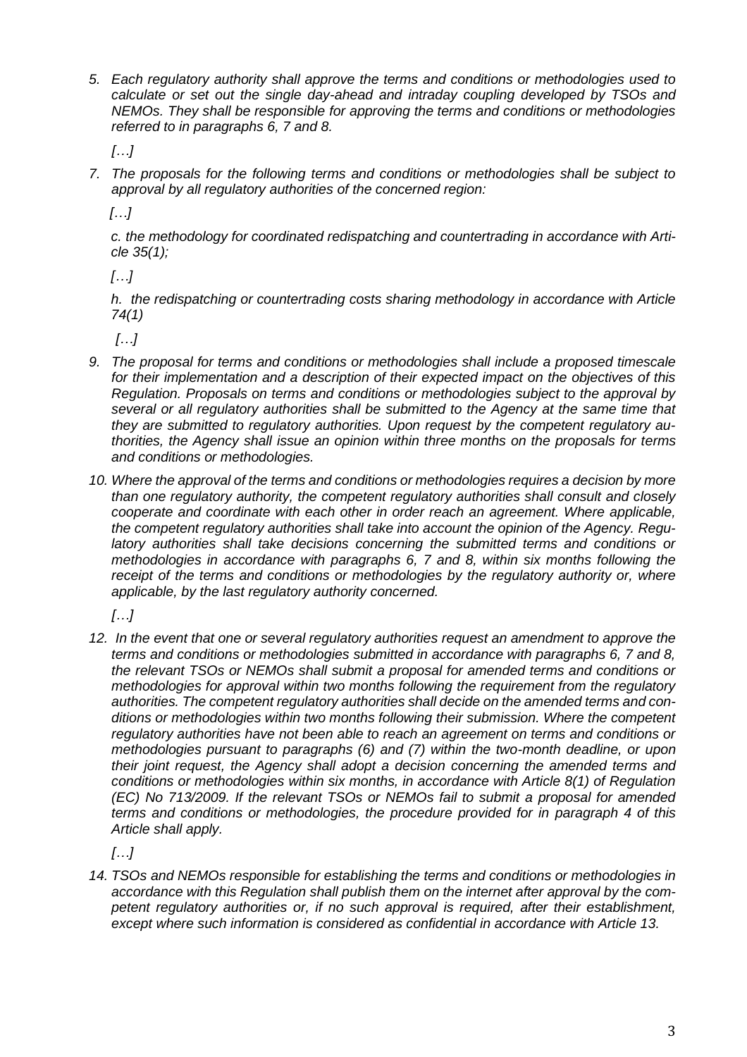*5. Each regulatory authority shall approve the terms and conditions or methodologies used to calculate or set out the single day-ahead and intraday coupling developed by TSOs and NEMOs. They shall be responsible for approving the terms and conditions or methodologies referred to in paragraphs 6, 7 and 8.*

*[…]*

*7. The proposals for the following terms and conditions or methodologies shall be subject to approval by all regulatory authorities of the concerned region:*

*[…]*

*c. the methodology for coordinated redispatching and countertrading in accordance with Article 35(1);*

*[…]*

*h. the redispatching or countertrading costs sharing methodology in accordance with Article 74(1)*

*[…]*

*9. The proposal for terms and conditions or methodologies shall include a proposed timescale for their implementation and a description of their expected impact on the objectives of this Regulation. Proposals on terms and conditions or methodologies subject to the approval by several or all regulatory authorities shall be submitted to the Agency at the same time that they are submitted to regulatory authorities. Upon request by the competent regulatory authorities, the Agency shall issue an opinion within three months on the proposals for terms and conditions or methodologies.*

*10. Where the approval of the terms and conditions or methodologies requires a decision by more than one regulatory authority, the competent regulatory authorities shall consult and closely cooperate and coordinate with each other in order reach an agreement. Where applicable, the competent regulatory authorities shall take into account the opinion of the Agency. Regulatory authorities shall take decisions concerning the submitted terms and conditions or methodologies in accordance with paragraphs 6, 7 and 8, within six months following the receipt of the terms and conditions or methodologies by the regulatory authority or, where applicable, by the last regulatory authority concerned.*

*[…]*

*12. In the event that one or several regulatory authorities request an amendment to approve the terms and conditions or methodologies submitted in accordance with paragraphs 6, 7 and 8, the relevant TSOs or NEMOs shall submit a proposal for amended terms and conditions or methodologies for approval within two months following the requirement from the regulatory authorities. The competent regulatory authorities shall decide on the amended terms and conditions or methodologies within two months following their submission. Where the competent regulatory authorities have not been able to reach an agreement on terms and conditions or methodologies pursuant to paragraphs (6) and (7) within the two-month deadline, or upon their joint request, the Agency shall adopt a decision concerning the amended terms and conditions or methodologies within six months, in accordance with Article 8(1) of Regulation (EC) No 713/2009. If the relevant TSOs or NEMOs fail to submit a proposal for amended terms and conditions or methodologies, the procedure provided for in paragraph 4 of this Article shall apply.*

*[…]*

*14. TSOs and NEMOs responsible for establishing the terms and conditions or methodologies in accordance with this Regulation shall publish them on the internet after approval by the competent regulatory authorities or, if no such approval is required, after their establishment, except where such information is considered as confidential in accordance with Article 13.*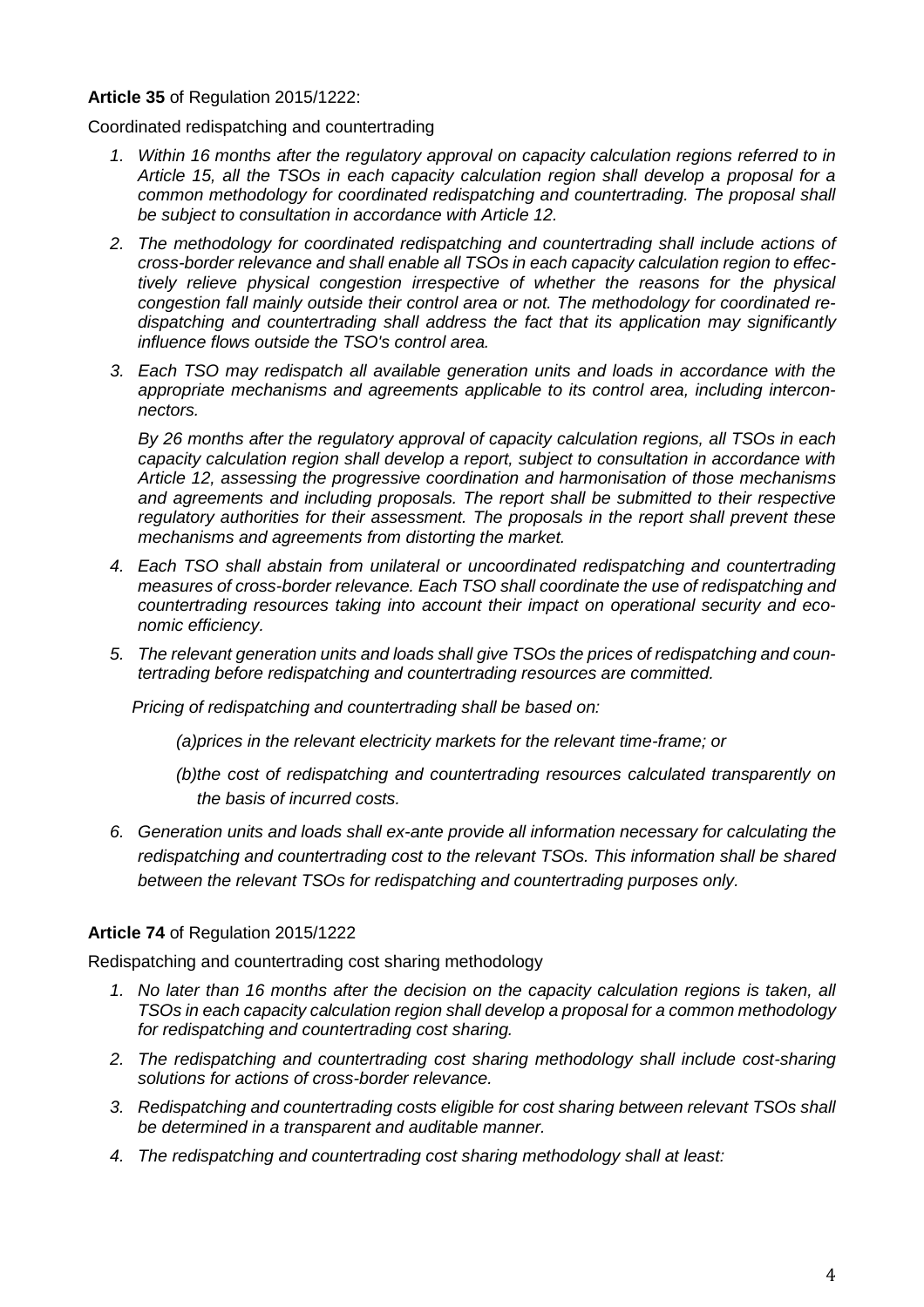**Article 35** of Regulation 2015/1222:

Coordinated redispatching and countertrading

1. *Within 16 months after the regulatory approval on capacity calculation regions referred to in Article 15, all the TSOs in each capacity calculation region shall develop a proposal for a common methodology for coordinated redispatching and countertrading. The proposal shall be subject to consultation in accordance with Article 12.*
2. *The methodology for coordinated redispatching and countertrading shall include actions of cross-border relevance and shall enable all TSOs in each capacity calculation region to effectively relieve physical congestion irrespective of whether the reasons for the physical congestion fall mainly outside their control area or not. The methodology for coordinated redispatching and countertrading shall address the fact that its application may significantly influence flows outside the TSO's control area.*
3. *Each TSO may redispatch all available generation units and loads in accordance with the appropriate mechanisms and agreements applicable to its control area, including interconnectors.*

   *By 26 months after the regulatory approval of capacity calculation regions, all TSOs in each capacity calculation region shall develop a report, subject to consultation in accordance with Article 12, assessing the progressive coordination and harmonisation of those mechanisms and agreements and including proposals. The report shall be submitted to their respective regulatory authorities for their assessment. The proposals in the report shall prevent these mechanisms and agreements from distorting the market.*
4. *Each TSO shall abstain from unilateral or uncoordinated redispatching and countertrading measures of cross-border relevance. Each TSO shall coordinate the use of redispatching and countertrading resources taking into account their impact on operational security and economic efficiency.*
5. *The relevant generation units and loads shall give TSOs the prices of redispatching and countertrading before redispatching and countertrading resources are committed.*

   *Pricing of redispatching and countertrading shall be based on:*

   *(a)prices in the relevant electricity markets for the relevant time-frame; or*

   *(b)the cost of redispatching and countertrading resources calculated transparently on the basis of incurred costs.*
6. *Generation units and loads shall ex-ante provide all information necessary for calculating the redispatching and countertrading cost to the relevant TSOs. This information shall be shared between the relevant TSOs for redispatching and countertrading purposes only.*

**Article 74** of Regulation 2015/1222

Redispatching and countertrading cost sharing methodology

1. *No later than 16 months after the decision on the capacity calculation regions is taken, all TSOs in each capacity calculation region shall develop a proposal for a common methodology for redispatching and countertrading cost sharing.*
2. *The redispatching and countertrading cost sharing methodology shall include cost-sharing solutions for actions of cross-border relevance.*
3. *Redispatching and countertrading costs eligible for cost sharing between relevant TSOs shall be determined in a transparent and auditable manner.*
4. *The redispatching and countertrading cost sharing methodology shall at least:*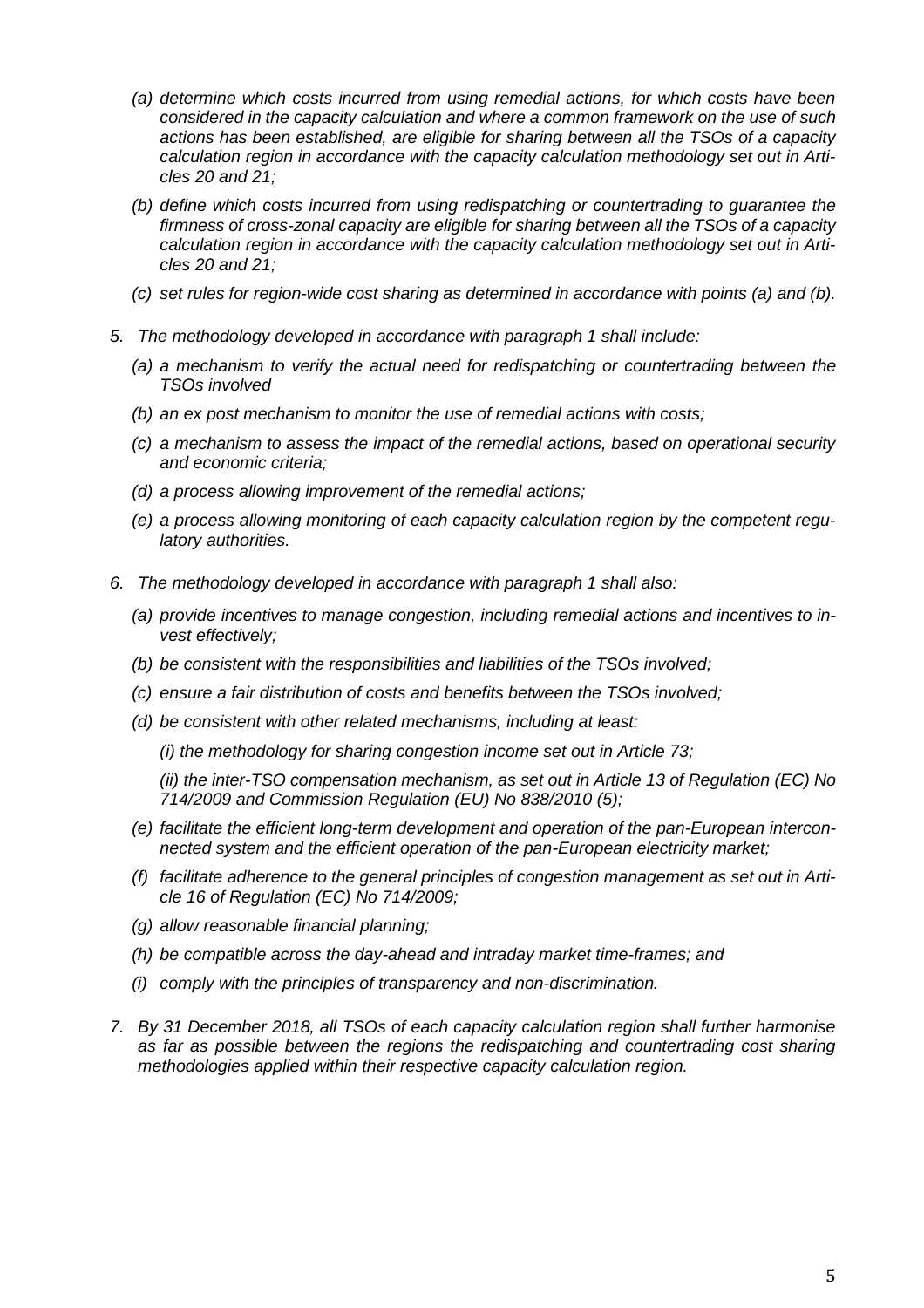*(a) determine which costs incurred from using remedial actions, for which costs have been considered in the capacity calculation and where a common framework on the use of such actions has been established, are eligible for sharing between all the TSOs of a capacity calculation region in accordance with the capacity calculation methodology set out in Articles 20 and 21;*

*(b) define which costs incurred from using redispatching or countertrading to guarantee the firmness of cross-zonal capacity are eligible for sharing between all the TSOs of a capacity calculation region in accordance with the capacity calculation methodology set out in Articles 20 and 21;*

*(c) set rules for region-wide cost sharing as determined in accordance with points (a) and (b).*

*5. The methodology developed in accordance with paragraph 1 shall include:*

*(a) a mechanism to verify the actual need for redispatching or countertrading between the TSOs involved*

*(b) an ex post mechanism to monitor the use of remedial actions with costs;*

*(c) a mechanism to assess the impact of the remedial actions, based on operational security and economic criteria;*

*(d) a process allowing improvement of the remedial actions;*

*(e) a process allowing monitoring of each capacity calculation region by the competent regulatory authorities.*

*6. The methodology developed in accordance with paragraph 1 shall also:*

*(a) provide incentives to manage congestion, including remedial actions and incentives to invest effectively;*

*(b) be consistent with the responsibilities and liabilities of the TSOs involved;*

*(c) ensure a fair distribution of costs and benefits between the TSOs involved;*

*(d) be consistent with other related mechanisms, including at least:*

*(i) the methodology for sharing congestion income set out in Article 73;*

*(ii) the inter-TSO compensation mechanism, as set out in Article 13 of Regulation (EC) No 714/2009 and Commission Regulation (EU) No 838/2010 (5);*

*(e) facilitate the efficient long-term development and operation of the pan-European interconnected system and the efficient operation of the pan-European electricity market;*

*(f) facilitate adherence to the general principles of congestion management as set out in Article 16 of Regulation (EC) No 714/2009;*

*(g) allow reasonable financial planning;*

*(h) be compatible across the day-ahead and intraday market time-frames; and*

*(i) comply with the principles of transparency and non-discrimination.*

*7. By 31 December 2018, all TSOs of each capacity calculation region shall further harmonise as far as possible between the regions the redispatching and countertrading cost sharing methodologies applied within their respective capacity calculation region.*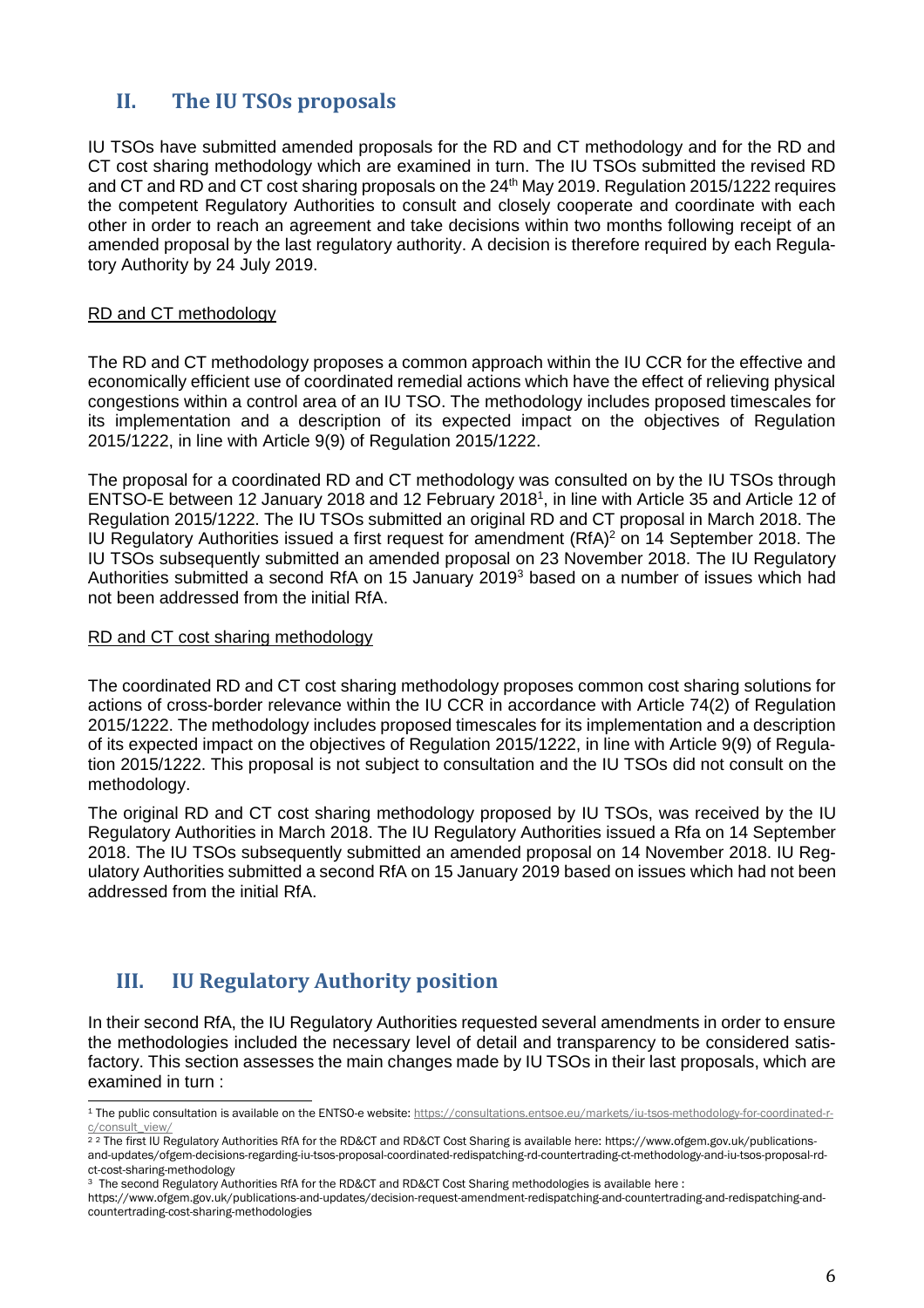## II. The IU TSOs proposals

IU TSOs have submitted amended proposals for the RD and CT methodology and for the RD and CT cost sharing methodology which are examined in turn. The IU TSOs submitted the revised RD and CT and RD and CT cost sharing proposals on the 24th May 2019. Regulation 2015/1222 requires the competent Regulatory Authorities to consult and closely cooperate and coordinate with each other in order to reach an agreement and take decisions within two months following receipt of an amended proposal by the last regulatory authority. A decision is therefore required by each Regulatory Authority by 24 July 2019.

<u>RD and CT methodology</u>

The RD and CT methodology proposes a common approach within the IU CCR for the effective and economically efficient use of coordinated remedial actions which have the effect of relieving physical congestions within a control area of an IU TSO. The methodology includes proposed timescales for its implementation and a description of its expected impact on the objectives of Regulation 2015/1222, in line with Article 9(9) of Regulation 2015/1222.

The proposal for a coordinated RD and CT methodology was consulted on by the IU TSOs through ENTSO-E between 12 January 2018 and 12 February 2018[1], in line with Article 35 and Article 12 of Regulation 2015/1222. The IU TSOs submitted an original RD and CT proposal in March 2018. The IU Regulatory Authorities issued a first request for amendment (RfA)[2] on 14 September 2018. The IU TSOs subsequently submitted an amended proposal on 23 November 2018. The IU Regulatory Authorities submitted a second RfA on 15 January 2019[3] based on a number of issues which had not been addressed from the initial RfA.

<u>RD and CT cost sharing methodology</u>

The coordinated RD and CT cost sharing methodology proposes common cost sharing solutions for actions of cross-border relevance within the IU CCR in accordance with Article 74(2) of Regulation 2015/1222. The methodology includes proposed timescales for its implementation and a description of its expected impact on the objectives of Regulation 2015/1222, in line with Article 9(9) of Regulation 2015/1222. This proposal is not subject to consultation and the IU TSOs did not consult on the methodology.

The original RD and CT cost sharing methodology proposed by IU TSOs, was received by the IU Regulatory Authorities in March 2018. The IU Regulatory Authorities issued a Rfa on 14 September 2018. The IU TSOs subsequently submitted an amended proposal on 14 November 2018. IU Regulatory Authorities submitted a second RfA on 15 January 2019 based on issues which had not been addressed from the initial RfA.

## III. IU Regulatory Authority position

In their second RfA, the IU Regulatory Authorities requested several amendments in order to ensure the methodologies included the necessary level of detail and transparency to be considered satisfactory. This section assesses the main changes made by IU TSOs in their last proposals, which are examined in turn :

---

[1] The public consultation is available on the ENTSO-e website: https://consultations.entsoe.eu/markets/iu-tsos-methodology-for-coordinated-r-c/consult_view/

[2] [2] The first IU Regulatory Authorities RfA for the RD&CT and RD&CT Cost Sharing is available here: https://www.ofgem.gov.uk/publications-and-updates/ofgem-decisions-regarding-iu-tsos-proposal-coordinated-redispatching-rd-countertrading-ct-methodology-and-iu-tsos-proposal-rd-ct-cost-sharing-methodology

[3] The second Regulatory Authorities RfA for the RD&CT and RD&CT Cost Sharing methodologies is available here : https://www.ofgem.gov.uk/publications-and-updates/decision-request-amendment-redispatching-and-countertrading-and-redispatching-and-countertrading-cost-sharing-methodologies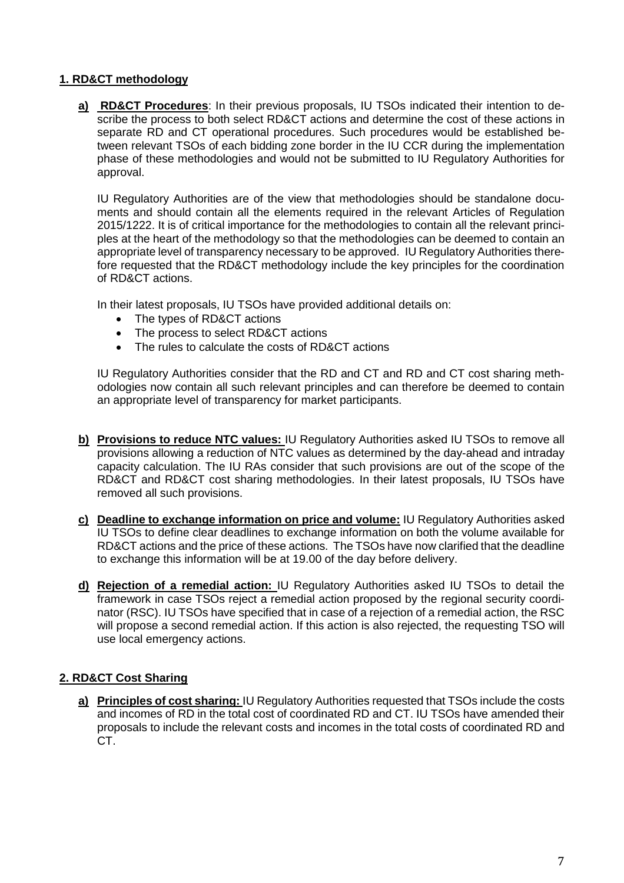## 1. RD&CT methodology

**a) RD&CT Procedures**: In their previous proposals, IU TSOs indicated their intention to describe the process to both select RD&CT actions and determine the cost of these actions in separate RD and CT operational procedures. Such procedures would be established between relevant TSOs of each bidding zone border in the IU CCR during the implementation phase of these methodologies and would not be submitted to IU Regulatory Authorities for approval.

IU Regulatory Authorities are of the view that methodologies should be standalone documents and should contain all the elements required in the relevant Articles of Regulation 2015/1222. It is of critical importance for the methodologies to contain all the relevant principles at the heart of the methodology so that the methodologies can be deemed to contain an appropriate level of transparency necessary to be approved. IU Regulatory Authorities therefore requested that the RD&CT methodology include the key principles for the coordination of RD&CT actions.

In their latest proposals, IU TSOs have provided additional details on:

- The types of RD&CT actions
- The process to select RD&CT actions
- The rules to calculate the costs of RD&CT actions

IU Regulatory Authorities consider that the RD and CT and RD and CT cost sharing methodologies now contain all such relevant principles and can therefore be deemed to contain an appropriate level of transparency for market participants.

**b) Provisions to reduce NTC values:** IU Regulatory Authorities asked IU TSOs to remove all provisions allowing a reduction of NTC values as determined by the day-ahead and intraday capacity calculation. The IU RAs consider that such provisions are out of the scope of the RD&CT and RD&CT cost sharing methodologies. In their latest proposals, IU TSOs have removed all such provisions.

**c) Deadline to exchange information on price and volume:** IU Regulatory Authorities asked IU TSOs to define clear deadlines to exchange information on both the volume available for RD&CT actions and the price of these actions. The TSOs have now clarified that the deadline to exchange this information will be at 19.00 of the day before delivery.

**d) Rejection of a remedial action:** IU Regulatory Authorities asked IU TSOs to detail the framework in case TSOs reject a remedial action proposed by the regional security coordinator (RSC). IU TSOs have specified that in case of a rejection of a remedial action, the RSC will propose a second remedial action. If this action is also rejected, the requesting TSO will use local emergency actions.

## 2. RD&CT Cost Sharing

**a) Principles of cost sharing:** IU Regulatory Authorities requested that TSOs include the costs and incomes of RD in the total cost of coordinated RD and CT. IU TSOs have amended their proposals to include the relevant costs and incomes in the total costs of coordinated RD and CT.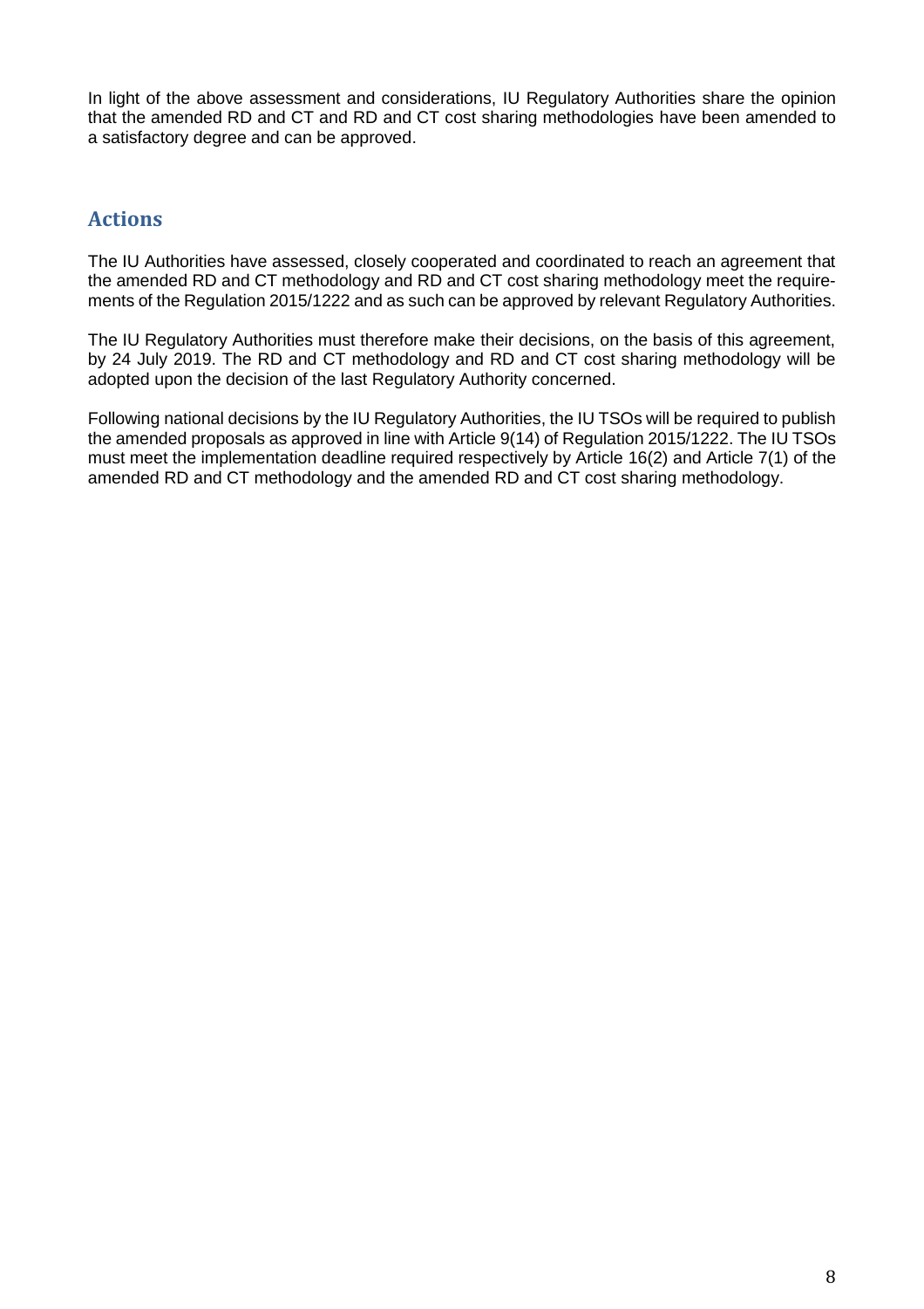In light of the above assessment and considerations, IU Regulatory Authorities share the opinion that the amended RD and CT and RD and CT cost sharing methodologies have been amended to a satisfactory degree and can be approved.

## Actions

The IU Authorities have assessed, closely cooperated and coordinated to reach an agreement that the amended RD and CT methodology and RD and CT cost sharing methodology meet the requirements of the Regulation 2015/1222 and as such can be approved by relevant Regulatory Authorities.

The IU Regulatory Authorities must therefore make their decisions, on the basis of this agreement, by 24 July 2019. The RD and CT methodology and RD and CT cost sharing methodology will be adopted upon the decision of the last Regulatory Authority concerned.

Following national decisions by the IU Regulatory Authorities, the IU TSOs will be required to publish the amended proposals as approved in line with Article 9(14) of Regulation 2015/1222. The IU TSOs must meet the implementation deadline required respectively by Article 16(2) and Article 7(1) of the amended RD and CT methodology and the amended RD and CT cost sharing methodology.